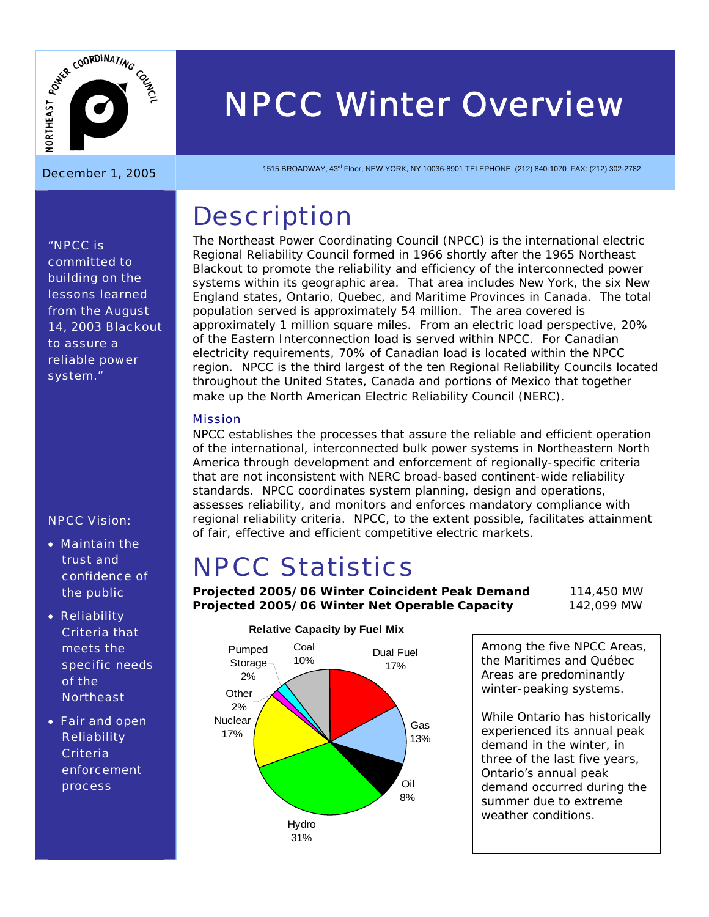# NPCC Winter Overview

December 1, 2005

1515 BROADWAY, 43rd Floor, NEW YORK, NY 10036-8901 TELEPHONE: (212) 840-1070 FAX: (212) 302-2782

"NPCC is committed to building on the lessons learned from the August 14, 2003 Blackout to assure a reliable power system."

NPCC Vision:

- Maintain the trust and confidence of the public
- Reliability Criteria that meets the specific needs of the Northeast
- Fair and open Reliability Criteria enforcement process

## Description

The Northeast Power Coordinating Council (NPCC) is the international electric Regional Reliability Council formed in 1966 shortly after the 1965 Northeast Blackout to promote the reliability and efficiency of the interconnected power systems within its geographic area. That area includes New York, the six New England states, Ontario, Quebec, and Maritime Provinces in Canada. The total population served is approximately 54 million. The area covered is approximately 1 million square miles. From an electric load perspective, 20% of the Eastern Interconnection load is served within NPCC. For Canadian electricity requirements, 70% of Canadian load is located within the NPCC region. NPCC is the third largest of the ten Regional Reliability Councils located throughout the United States, Canada and portions of Mexico that together make up the North American Electric Reliability Council (NERC).

### Mission

NPCC establishes the processes that assure the reliable and efficient operation of the international, interconnected bulk power systems in Northeastern North America through development and enforcement of regionally-specific criteria that are not inconsistent with NERC broad-based continent-wide reliability standards. NPCC coordinates system planning, design and operations, assesses reliability, and monitors and enforces mandatory compliance with regional reliability criteria. NPCC, to the extent possible, facilitates attainment of fair, effective and efficient competitive electric markets.

## NPCC Statistics

| | |
|---|---|
| **Projected 2005/06 Winter Coincident Peak Demand** | 114,450 MW |
| **Projected 2005/06 Winter Net Operable Capacity** | 142,099 MW |

**Relative Capacity by Fuel Mix**

| Fuel | Share |
|---|---|
| Dual Fuel | 17% |
| Gas | 13% |
| Oil | 8% |
| Hydro | 31% |
| Nuclear | 17% |
| Other | 2% |
| Pumped Storage | 2% |
| Coal | 10% |

Among the five NPCC Areas, the Maritimes and Québec Areas are predominantly winter-peaking systems.

While Ontario has historically experienced its annual peak demand in the winter, in three of the last five years, Ontario's annual peak demand occurred during the summer due to extreme weather conditions.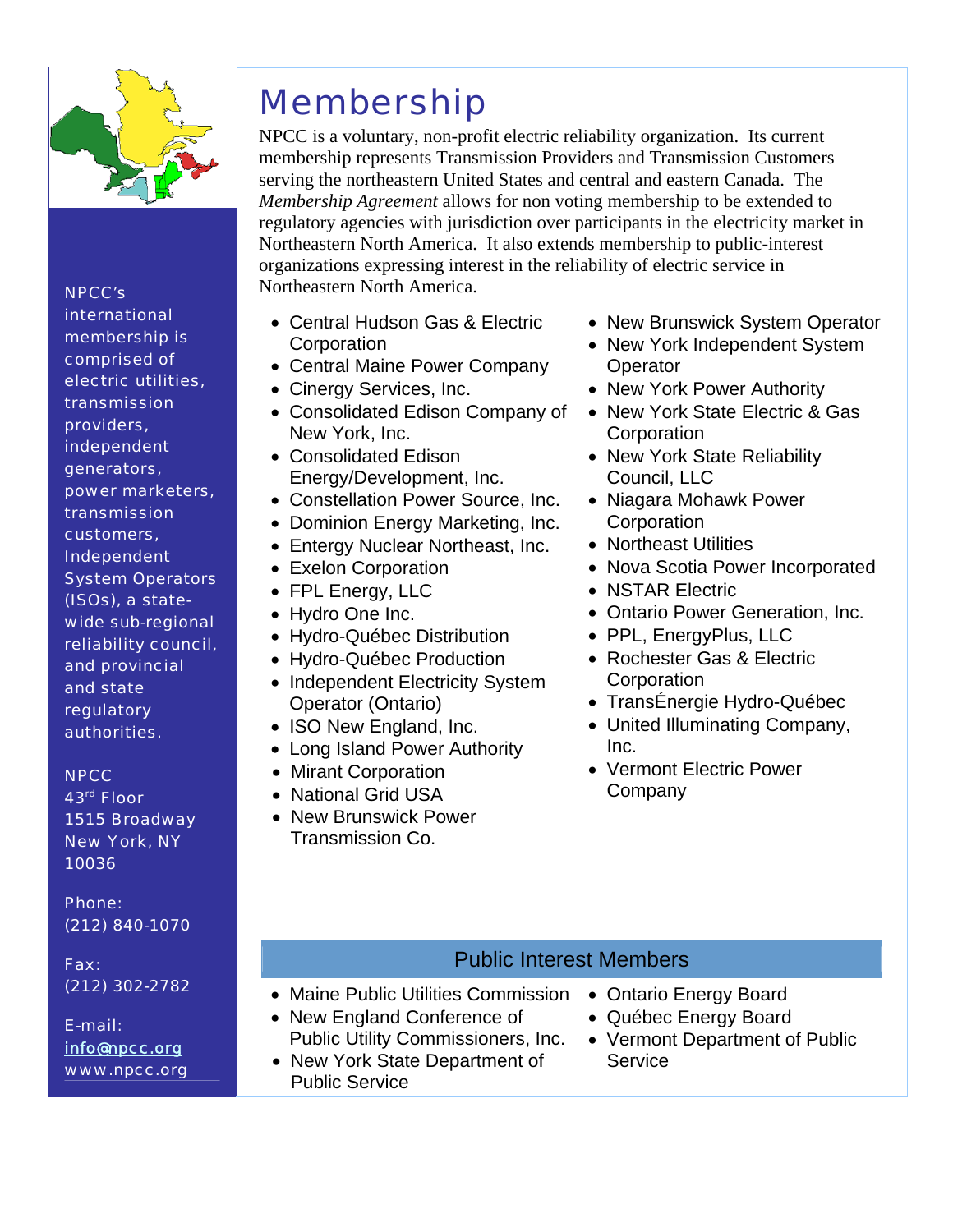# Membership

NPCC is a voluntary, non-profit electric reliability organization. Its current membership represents Transmission Providers and Transmission Customers serving the northeastern United States and central and eastern Canada. The *Membership Agreement* allows for non voting membership to be extended to regulatory agencies with jurisdiction over participants in the electricity market in Northeastern North America. It also extends membership to public-interest organizations expressing interest in the reliability of electric service in Northeastern North America.

- Central Hudson Gas & Electric Corporation
- Central Maine Power Company
- Cinergy Services, Inc.
- Consolidated Edison Company of New York, Inc.
- Consolidated Edison Energy/Development, Inc.
- Constellation Power Source, Inc.
- Dominion Energy Marketing, Inc.
- Entergy Nuclear Northeast, Inc.
- Exelon Corporation
- FPL Energy, LLC
- Hydro One Inc.
- Hydro-Québec Distribution
- Hydro-Québec Production
- Independent Electricity System Operator (Ontario)
- ISO New England, Inc.
- Long Island Power Authority
- Mirant Corporation
- National Grid USA
- New Brunswick Power Transmission Co.
- New Brunswick System Operator
- New York Independent System Operator
- New York Power Authority
- New York State Electric & Gas Corporation
- New York State Reliability Council, LLC
- Niagara Mohawk Power Corporation
- Northeast Utilities
- Nova Scotia Power Incorporated
- NSTAR Electric
- Ontario Power Generation, Inc.
- PPL, EnergyPlus, LLC
- Rochester Gas & Electric Corporation
- TransÉnergie Hydro-Québec
- United Illuminating Company, Inc.
- Vermont Electric Power Company

## Public Interest Members

- Maine Public Utilities Commission
- New England Conference of Public Utility Commissioners, Inc.
- New York State Department of Public Service
- Ontario Energy Board
- Québec Energy Board
- Vermont Department of Public Service

NPCC's international membership is comprised of electric utilities, transmission providers, independent generators, power marketers, transmission customers, Independent System Operators (ISOs), a state-wide sub-regional reliability council, and provincial and state regulatory authorities.

NPCC
43rd Floor
1515 Broadway
New York, NY
10036

Phone:
(212) 840-1070

Fax:
(212) 302-2782

E-mail:
info@npcc.org
www.npcc.org